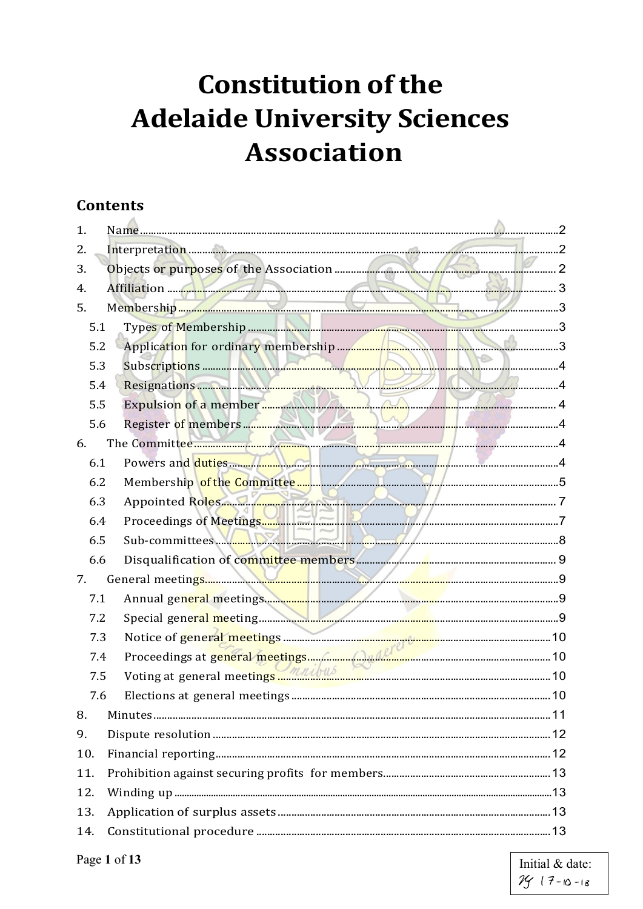# Constitution of the Adelaide University Sciences Association

## Contents

1. Name ........ 2
2. Interpretation ........ 2
3. Objects or purposes of the Association ........ 2
4. Affiliation ........ 3
5. Membership ........ 3
   - 5.1 Types of Membership ........ 3
   - 5.2 Application for ordinary membership ........ 3
   - 5.3 Subscriptions ........ 4
   - 5.4 Resignations ........ 4
   - 5.5 Expulsion of a member ........ 4
   - 5.6 Register of members ........ 4
6. The Committee ........ 4
   - 6.1 Powers and duties ........ 4
   - 6.2 Membership of the Committee ........ 5
   - 6.3 Appointed Roles ........ 7
   - 6.4 Proceedings of Meetings ........ 7
   - 6.5 Sub-committees ........ 8
   - 6.6 Disqualification of committee members ........ 9
7. General meetings ........ 9
   - 7.1 Annual general meetings ........ 9
   - 7.2 Special general meeting ........ 9
   - 7.3 Notice of general meetings ........ 10
   - 7.4 Proceedings at general meetings ........ 10
   - 7.5 Voting at general meetings ........ 10
   - 7.6 Elections at general meetings ........ 10
8. Minutes ........ 11
9. Dispute resolution ........ 12
10. Financial reporting ........ 12
11. Prohibition against securing profits for members ........ 13
12. Winding up ........ 13
13. Application of surplus assets ........ 13
14. Constitutional procedure ........ 13

Initial & date: 17-10-18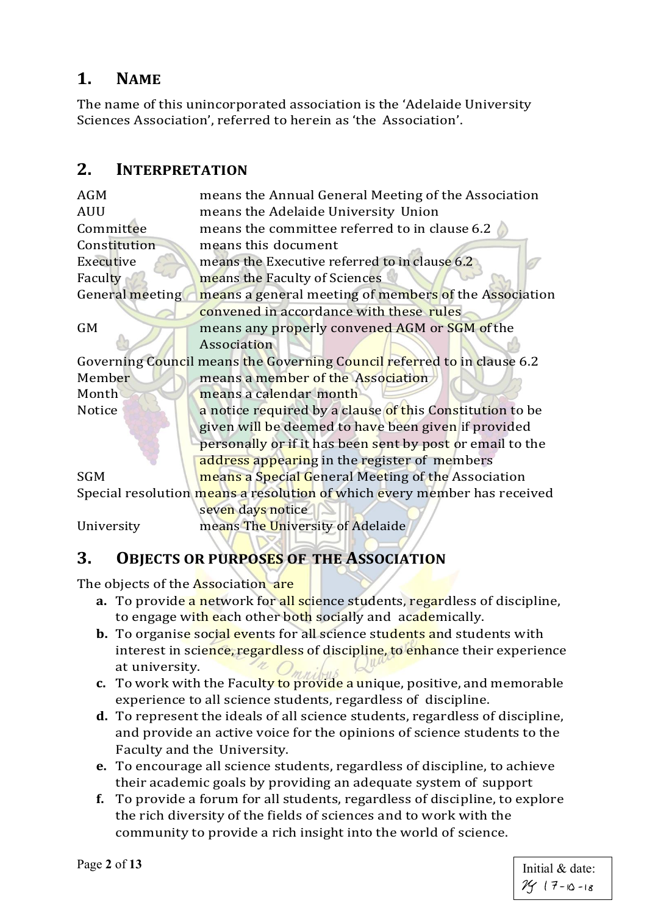## 1. NAME

The name of this unincorporated association is the 'Adelaide University Sciences Association', referred to herein as 'the Association'.

## 2. INTERPRETATION

| | |
|---|---|
| AGM | means the Annual General Meeting of the Association |
| AUU | means the Adelaide University Union |
| Committee | means the committee referred to in clause 6.2 |
| Constitution | means this document |
| Executive | means the Executive referred to in clause 6.2 |
| Faculty | means the Faculty of Sciences |
| General meeting | means a general meeting of members of the Association convened in accordance with these rules |
| GM | means any properly convened AGM or SGM of the Association |
| Governing Council | means the Governing Council referred to in clause 6.2 |
| Member | means a member of the Association |
| Month | means a calendar month |
| Notice | a notice required by a clause of this Constitution to be given will be deemed to have been given if provided personally or if it has been sent by post or email to the address appearing in the register of members |
| SGM | means a Special General Meeting of the Association |
| Special resolution | means a resolution of which every member has received seven days notice |
| University | means The University of Adelaide |

## 3. OBJECTS OR PURPOSES OF THE ASSOCIATION

The objects of the Association are

- **a.** To provide a network for all science students, regardless of discipline, to engage with each other both socially and academically.
- **b.** To organise social events for all science students and students with interest in science, regardless of discipline, to enhance their experience at university.
- **c.** To work with the Faculty to provide a unique, positive, and memorable experience to all science students, regardless of discipline.
- **d.** To represent the ideals of all science students, regardless of discipline, and provide an active voice for the opinions of science students to the Faculty and the University.
- **e.** To encourage all science students, regardless of discipline, to achieve their academic goals by providing an adequate system of support
- **f.** To provide a forum for all students, regardless of discipline, to explore the rich diversity of the fields of sciences and to work with the community to provide a rich insight into the world of science.

Initial & date: 17-10-18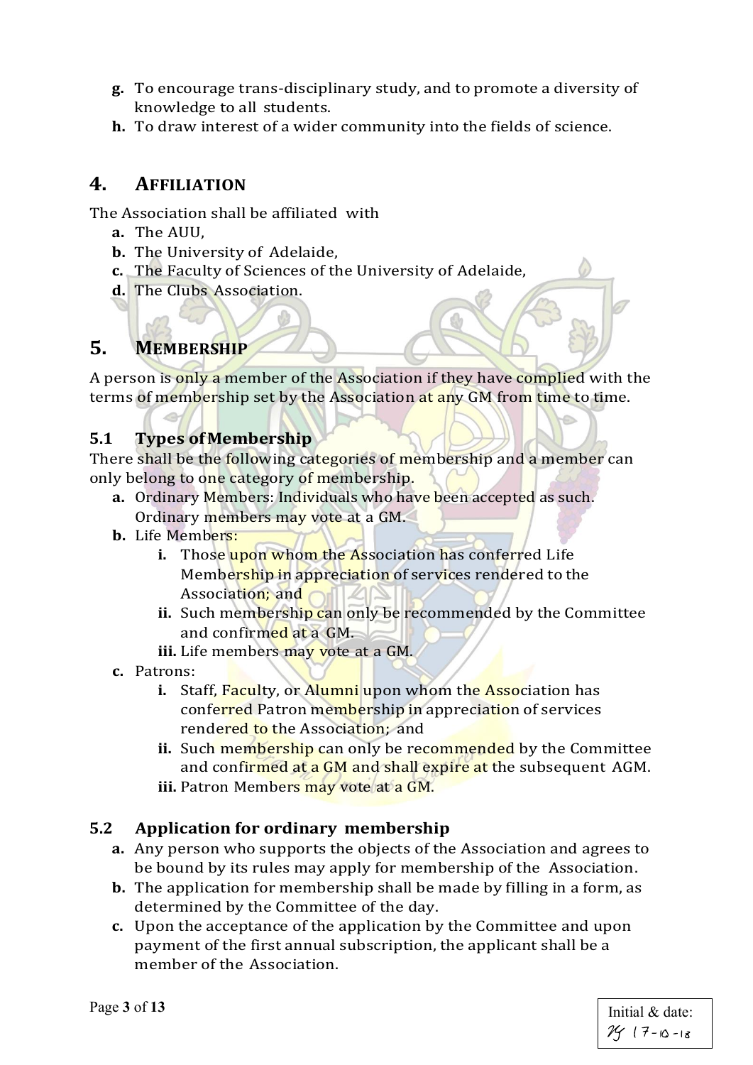- **g.** To encourage trans-disciplinary study, and to promote a diversity of knowledge to all students.
- **h.** To draw interest of a wider community into the fields of science.

## 4. AFFILIATION

The Association shall be affiliated with

- **a.** The AUU,
- **b.** The University of Adelaide,
- **c.** The Faculty of Sciences of the University of Adelaide,
- **d.** The Clubs Association.

## 5. MEMBERSHIP

A person is only a member of the Association if they have complied with the terms of membership set by the Association at any GM from time to time.

### 5.1 Types of Membership

There shall be the following categories of membership and a member can only belong to one category of membership.

- **a.** Ordinary Members: Individuals who have been accepted as such. Ordinary members may vote at a GM.
- **b.** Life Members:
  - **i.** Those upon whom the Association has conferred Life Membership in appreciation of services rendered to the Association; and
  - **ii.** Such membership can only be recommended by the Committee and confirmed at a GM.
  - **iii.** Life members may vote at a GM.
- **c.** Patrons:
  - **i.** Staff, Faculty, or Alumni upon whom the Association has conferred Patron membership in appreciation of services rendered to the Association; and
  - **ii.** Such membership can only be recommended by the Committee and confirmed at a GM and shall expire at the subsequent AGM.
  - **iii.** Patron Members may vote at a GM.

### 5.2 Application for ordinary membership

- **a.** Any person who supports the objects of the Association and agrees to be bound by its rules may apply for membership of the Association.
- **b.** The application for membership shall be made by filling in a form, as determined by the Committee of the day.
- **c.** Upon the acceptance of the application by the Committee and upon payment of the first annual subscription, the applicant shall be a member of the Association.

Initial & date: 17-10-18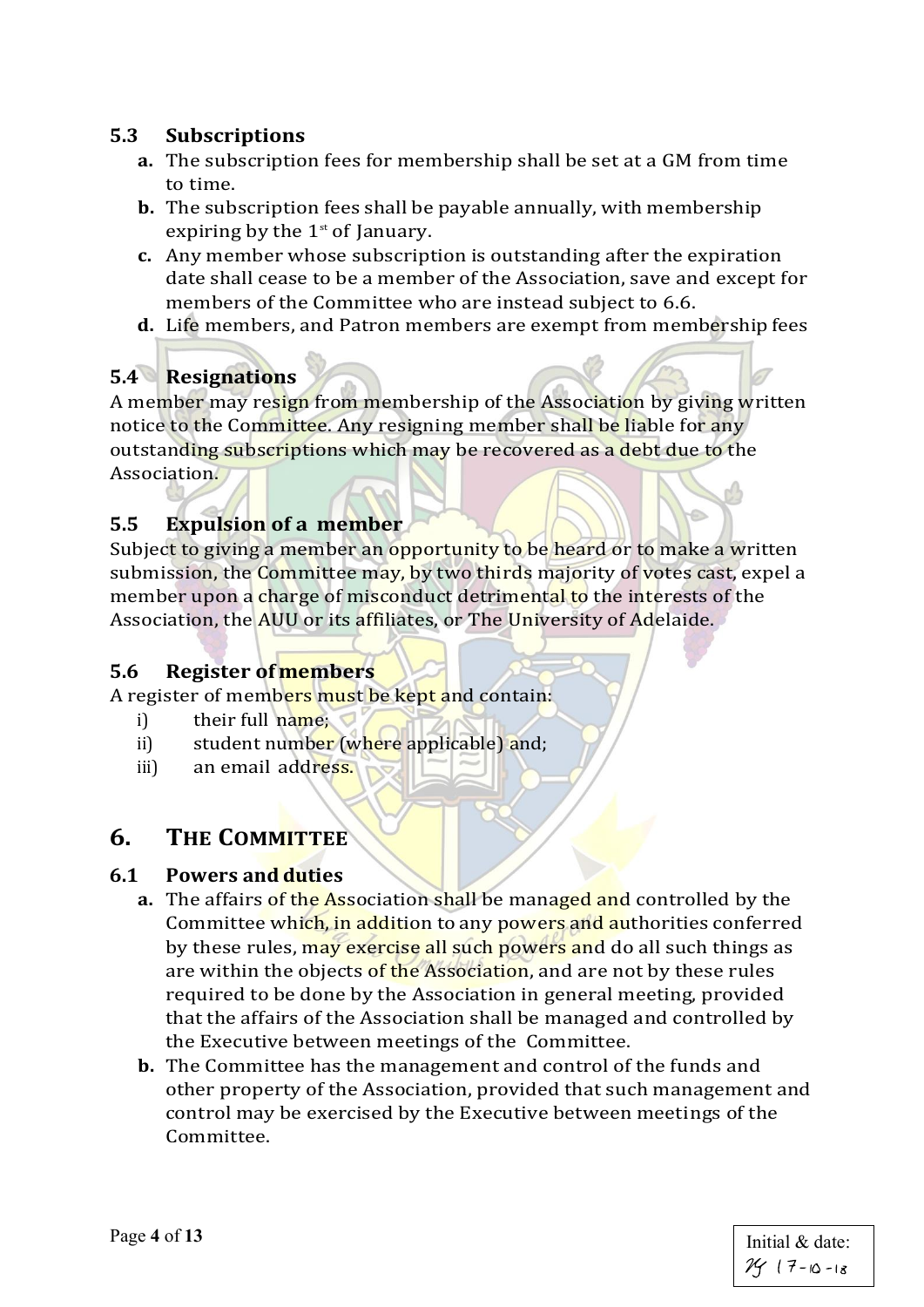### 5.3 Subscriptions

**a.** The subscription fees for membership shall be set at a GM from time to time.

**b.** The subscription fees shall be payable annually, with membership expiring by the 1st of January.

**c.** Any member whose subscription is outstanding after the expiration date shall cease to be a member of the Association, save and except for members of the Committee who are instead subject to 6.6.

**d.** Life members, and Patron members are exempt from membership fees

### 5.4 Resignations

A member may resign from membership of the Association by giving written notice to the Committee. Any resigning member shall be liable for any outstanding subscriptions which may be recovered as a debt due to the Association.

### 5.5 Expulsion of a member

Subject to giving a member an opportunity to be heard or to make a written submission, the Committee may, by two thirds majority of votes cast, expel a member upon a charge of misconduct detrimental to the interests of the Association, the AUU or its affiliates, or The University of Adelaide.

### 5.6 Register of members

A register of members must be kept and contain:

i) their full name;

ii) student number (where applicable) and;

iii) an email address.

## 6. THE COMMITTEE

### 6.1 Powers and duties

**a.** The affairs of the Association shall be managed and controlled by the Committee which, in addition to any powers and authorities conferred by these rules, may exercise all such powers and do all such things as are within the objects of the Association, and are not by these rules required to be done by the Association in general meeting, provided that the affairs of the Association shall be managed and controlled by the Executive between meetings of the Committee.

**b.** The Committee has the management and control of the funds and other property of the Association, provided that such management and control may be exercised by the Executive between meetings of the Committee.

Initial & date: 17-10-18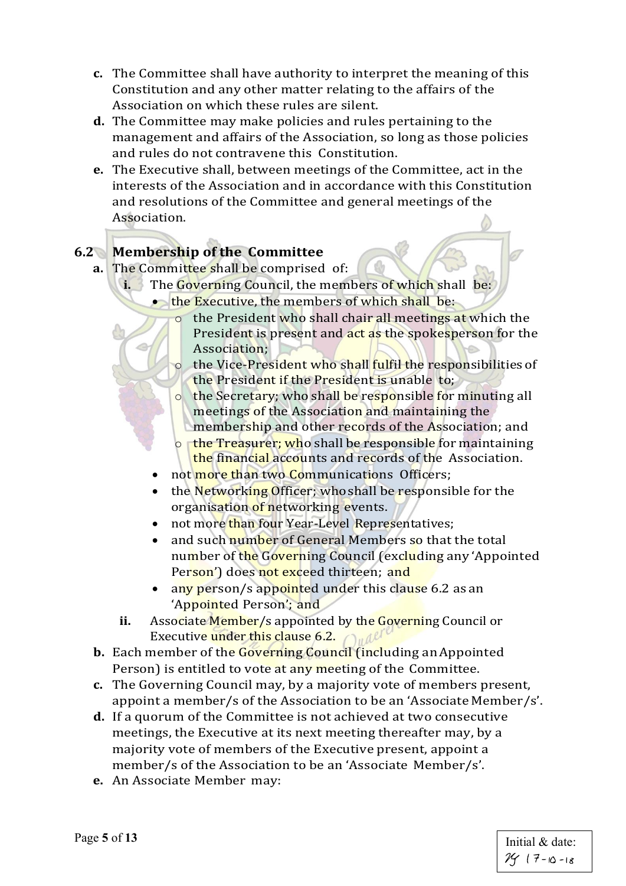**c.** The Committee shall have authority to interpret the meaning of this Constitution and any other matter relating to the affairs of the Association on which these rules are silent.

**d.** The Committee may make policies and rules pertaining to the management and affairs of the Association, so long as those policies and rules do not contravene this Constitution.

**e.** The Executive shall, between meetings of the Committee, act in the interests of the Association and in accordance with this Constitution and resolutions of the Committee and general meetings of the Association.

### 6.2 Membership of the Committee

**a.** The Committee shall be comprised of:

- **i.** The Governing Council, the members of which shall be:
  - the Executive, the members of which shall be:
    - the President who shall chair all meetings at which the President is present and act as the spokesperson for the Association;
    - the Vice-President who shall fulfil the responsibilities of the President if the President is unable to;
    - the Secretary; who shall be responsible for minuting all meetings of the Association and maintaining the membership and other records of the Association; and
    - the Treasurer; who shall be responsible for maintaining the financial accounts and records of the Association.
  - not more than two Communications Officers;
  - the Networking Officer; who shall be responsible for the organisation of networking events.
  - not more than four Year-Level Representatives;
  - and such number of General Members so that the total number of the Governing Council (excluding any 'Appointed Person') does not exceed thirteen; and
  - any person/s appointed under this clause 6.2 as an 'Appointed Person'; and
- **ii.** Associate Member/s appointed by the Governing Council or Executive under this clause 6.2.

**b.** Each member of the Governing Council (including an Appointed Person) is entitled to vote at any meeting of the Committee.

**c.** The Governing Council may, by a majority vote of members present, appoint a member/s of the Association to be an 'Associate Member/s'.

**d.** If a quorum of the Committee is not achieved at two consecutive meetings, the Executive at its next meeting thereafter may, by a majority vote of members of the Executive present, appoint a member/s of the Association to be an 'Associate Member/s'.

**e.** An Associate Member may:

Initial & date: 17-10-18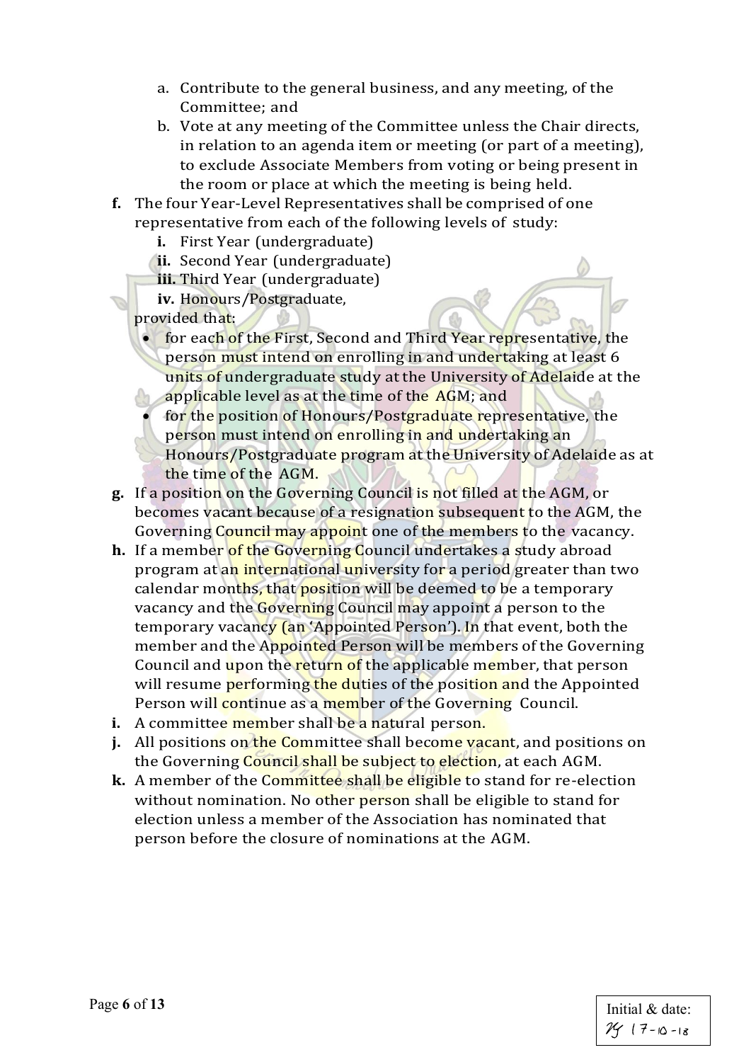a. Contribute to the general business, and any meeting, of the Committee; and
b. Vote at any meeting of the Committee unless the Chair directs, in relation to an agenda item or meeting (or part of a meeting), to exclude Associate Members from voting or being present in the room or place at which the meeting is being held.

**f.** The four Year-Level Representatives shall be comprised of one representative from each of the following levels of study:

   **i.** First Year (undergraduate)
   **ii.** Second Year (undergraduate)
   **iii.** Third Year (undergraduate)
   **iv.** Honours/Postgraduate,

   provided that:

   - for each of the First, Second and Third Year representative, the person must intend on enrolling in and undertaking at least 6 units of undergraduate study at the University of Adelaide at the applicable level as at the time of the AGM; and
   - for the position of Honours/Postgraduate representative, the person must intend on enrolling in and undertaking an Honours/Postgraduate program at the University of Adelaide as at the time of the AGM.

**g.** If a position on the Governing Council is not filled at the AGM, or becomes vacant because of a resignation subsequent to the AGM, the Governing Council may appoint one of the members to the vacancy.

**h.** If a member of the Governing Council undertakes a study abroad program at an international university for a period greater than two calendar months, that position will be deemed to be a temporary vacancy and the Governing Council may appoint a person to the temporary vacancy (an 'Appointed Person'). In that event, both the member and the Appointed Person will be members of the Governing Council and upon the return of the applicable member, that person will resume performing the duties of the position and the Appointed Person will continue as a member of the Governing Council.

**i.** A committee member shall be a natural person.

**j.** All positions on the Committee shall become vacant, and positions on the Governing Council shall be subject to election, at each AGM.

**k.** A member of the Committee shall be eligible to stand for re-election without nomination. No other person shall be eligible to stand for election unless a member of the Association has nominated that person before the closure of nominations at the AGM.

Initial & date: YY 17-10-18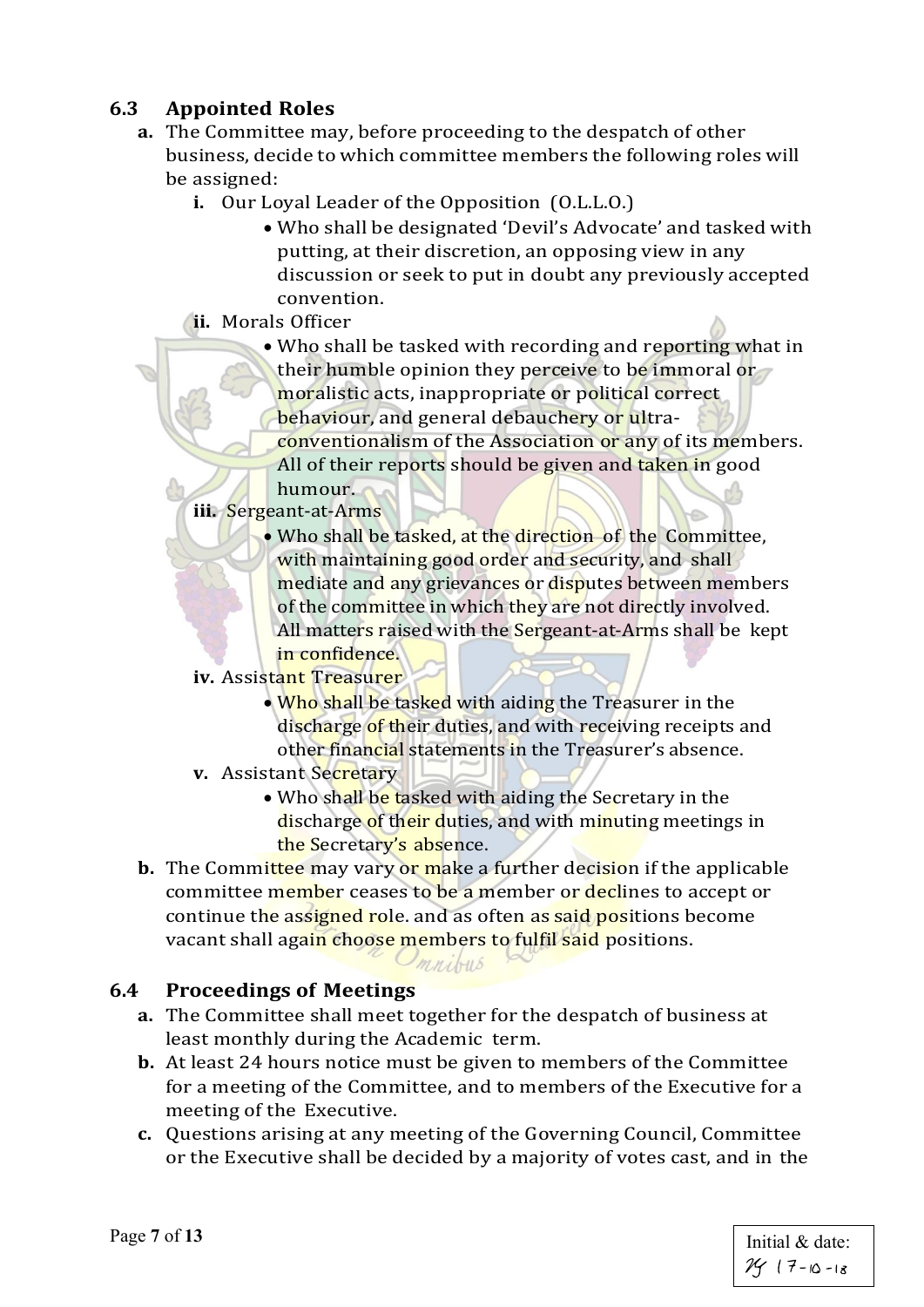## 6.3 Appointed Roles

**a.** The Committee may, before proceeding to the despatch of other business, decide to which committee members the following roles will be assigned:

   **i.** Our Loyal Leader of the Opposition (O.L.L.O.)
   - Who shall be designated 'Devil's Advocate' and tasked with putting, at their discretion, an opposing view in any discussion or seek to put in doubt any previously accepted convention.

   **ii.** Morals Officer
   - Who shall be tasked with recording and reporting what in their humble opinion they perceive to be immoral or moralistic acts, inappropriate or political correct behaviour, and general debauchery or ultra-conventionalism of the Association or any of its members. All of their reports should be given and taken in good humour.

   **iii.** Sergeant-at-Arms
   - Who shall be tasked, at the direction of the Committee, with maintaining good order and security, and shall mediate and any grievances or disputes between members of the committee in which they are not directly involved. All matters raised with the Sergeant-at-Arms shall be kept in confidence.

   **iv.** Assistant Treasurer
   - Who shall be tasked with aiding the Treasurer in the discharge of their duties, and with receiving receipts and other financial statements in the Treasurer's absence.

   **v.** Assistant Secretary
   - Who shall be tasked with aiding the Secretary in the discharge of their duties, and with minuting meetings in the Secretary's absence.

**b.** The Committee may vary or make a further decision if the applicable committee member ceases to be a member or declines to accept or continue the assigned role. and as often as said positions become vacant shall again choose members to fulfil said positions.

## 6.4 Proceedings of Meetings

**a.** The Committee shall meet together for the despatch of business at least monthly during the Academic term.

**b.** At least 24 hours notice must be given to members of the Committee for a meeting of the Committee, and to members of the Executive for a meeting of the Executive.

**c.** Questions arising at any meeting of the Governing Council, Committee or the Executive shall be decided by a majority of votes cast, and in the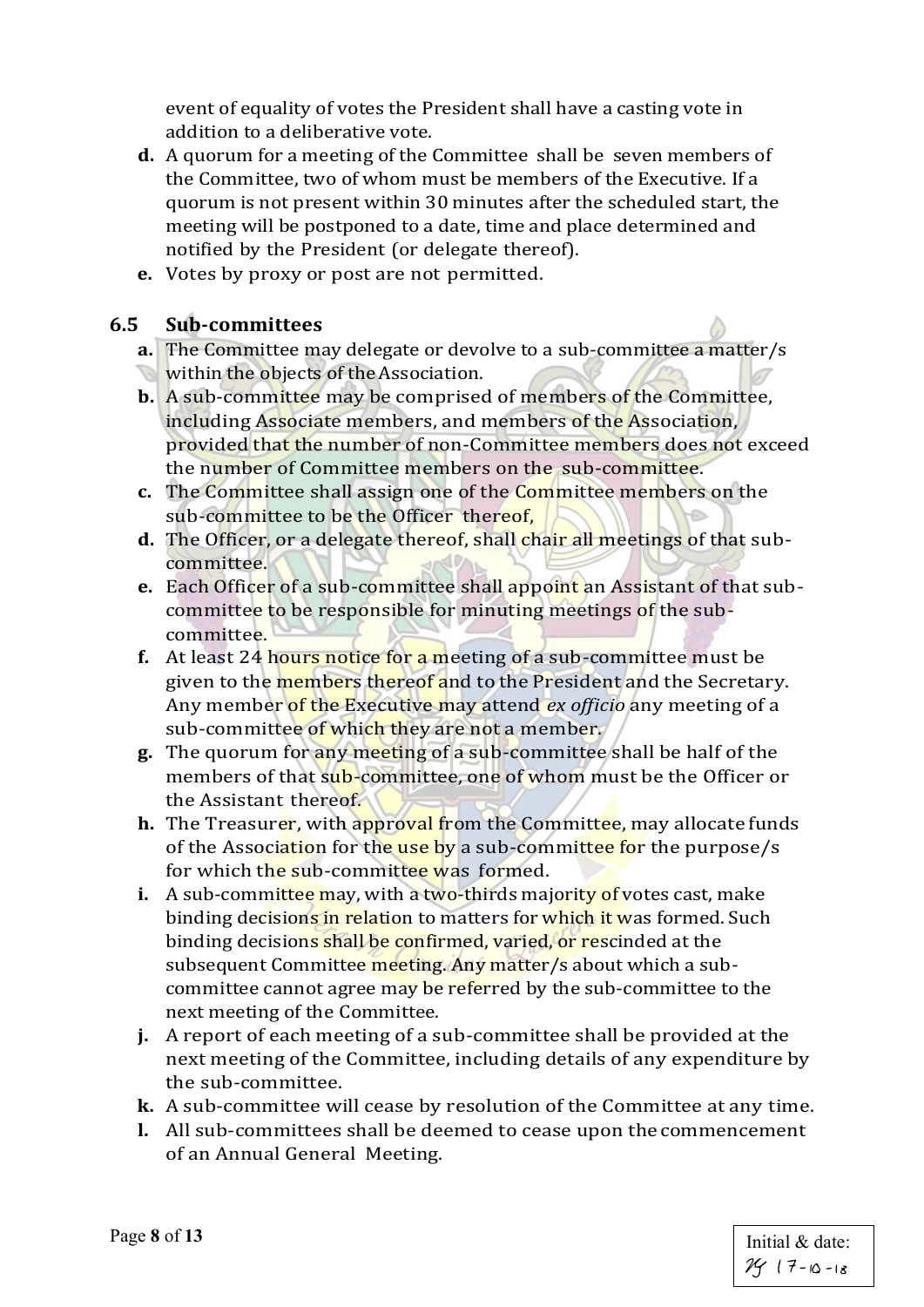event of equality of votes the President shall have a casting vote in addition to a deliberative vote.

**d.** A quorum for a meeting of the Committee shall be seven members of the Committee, two of whom must be members of the Executive. If a quorum is not present within 30 minutes after the scheduled start, the meeting will be postponed to a date, time and place determined and notified by the President (or delegate thereof).

**e.** Votes by proxy or post are not permitted.

### 6.5 Sub-committees

**a.** The Committee may delegate or devolve to a sub-committee a matter/s within the objects of the Association.

**b.** A sub-committee may be comprised of members of the Committee, including Associate members, and members of the Association, provided that the number of non-Committee members does not exceed the number of Committee members on the sub-committee.

**c.** The Committee shall assign one of the Committee members on the sub-committee to be the Officer thereof,

**d.** The Officer, or a delegate thereof, shall chair all meetings of that sub-committee.

**e.** Each Officer of a sub-committee shall appoint an Assistant of that sub-committee to be responsible for minuting meetings of the sub-committee.

**f.** At least 24 hours notice for a meeting of a sub-committee must be given to the members thereof and to the President and the Secretary. Any member of the Executive may attend *ex officio* any meeting of a sub-committee of which they are not a member.

**g.** The quorum for any meeting of a sub-committee shall be half of the members of that sub-committee, one of whom must be the Officer or the Assistant thereof.

**h.** The Treasurer, with approval from the Committee, may allocate funds of the Association for the use by a sub-committee for the purpose/s for which the sub-committee was formed.

**i.** A sub-committee may, with a two-thirds majority of votes cast, make binding decisions in relation to matters for which it was formed. Such binding decisions shall be confirmed, varied, or rescinded at the subsequent Committee meeting. Any matter/s about which a sub-committee cannot agree may be referred by the sub-committee to the next meeting of the Committee.

**j.** A report of each meeting of a sub-committee shall be provided at the next meeting of the Committee, including details of any expenditure by the sub-committee.

**k.** A sub-committee will cease by resolution of the Committee at any time.

**l.** All sub-committees shall be deemed to cease upon the commencement of an Annual General Meeting.

Initial & date: 
YJ 17-10-18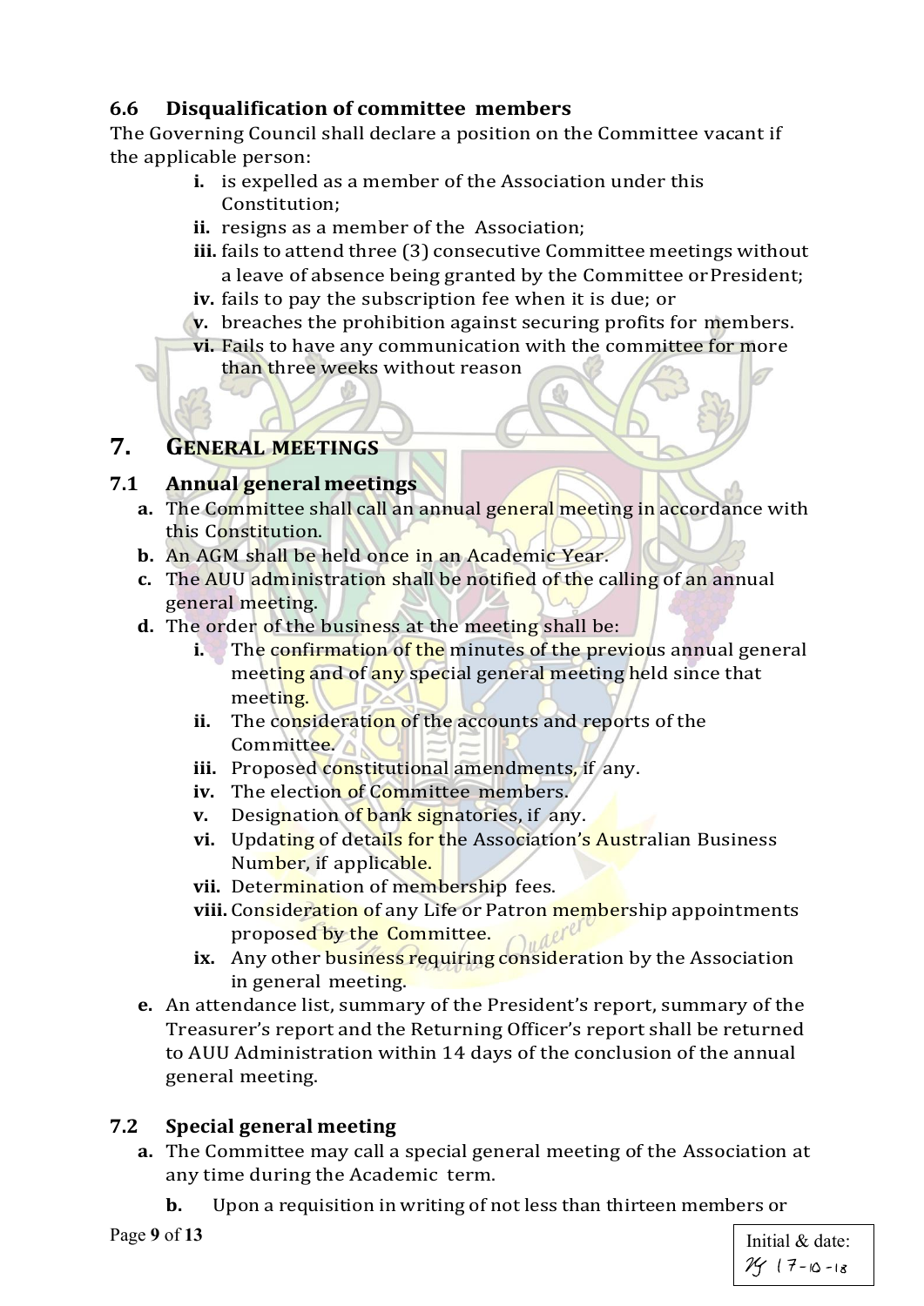### 6.6 Disqualification of committee members

The Governing Council shall declare a position on the Committee vacant if the applicable person:

- **i.** is expelled as a member of the Association under this Constitution;
- **ii.** resigns as a member of the Association;
- **iii.** fails to attend three (3) consecutive Committee meetings without a leave of absence being granted by the Committee or President;
- **iv.** fails to pay the subscription fee when it is due; or
- **v.** breaches the prohibition against securing profits for members.
- **vi.** Fails to have any communication with the committee for more than three weeks without reason

## 7. GENERAL MEETINGS

### 7.1 Annual general meetings

- **a.** The Committee shall call an annual general meeting in accordance with this Constitution.
- **b.** An AGM shall be held once in an Academic Year.
- **c.** The AUU administration shall be notified of the calling of an annual general meeting.
- **d.** The order of the business at the meeting shall be:
  - **i.** The confirmation of the minutes of the previous annual general meeting and of any special general meeting held since that meeting.
  - **ii.** The consideration of the accounts and reports of the Committee.
  - **iii.** Proposed constitutional amendments, if any.
  - **iv.** The election of Committee members.
  - **v.** Designation of bank signatories, if any.
  - **vi.** Updating of details for the Association's Australian Business Number, if applicable.
  - **vii.** Determination of membership fees.
  - **viii.** Consideration of any Life or Patron membership appointments proposed by the Committee.
  - **ix.** Any other business requiring consideration by the Association in general meeting.
- **e.** An attendance list, summary of the President's report, summary of the Treasurer's report and the Returning Officer's report shall be returned to AUU Administration within 14 days of the conclusion of the annual general meeting.

### 7.2 Special general meeting

- **a.** The Committee may call a special general meeting of the Association at any time during the Academic term.
- **b.** Upon a requisition in writing of not less than thirteen members or

Initial & date: YJ 17-10-18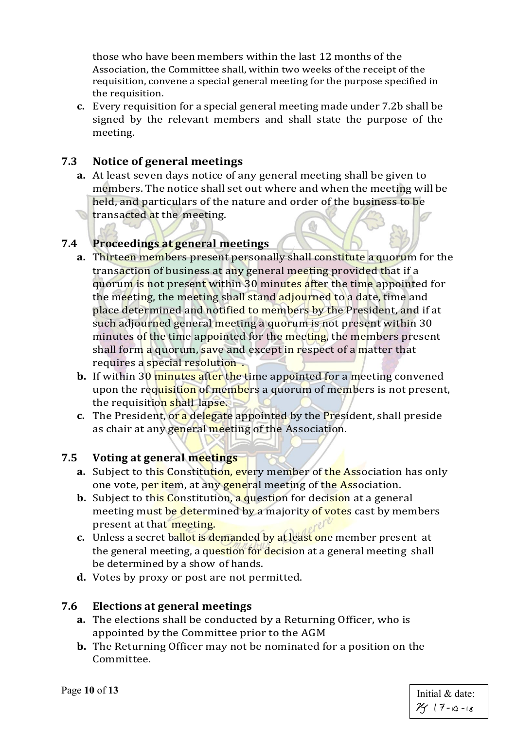those who have been members within the last 12 months of the Association, the Committee shall, within two weeks of the receipt of the requisition, convene a special general meeting for the purpose specified in the requisition.

**c.** Every requisition for a special general meeting made under 7.2b shall be signed by the relevant members and shall state the purpose of the meeting.

### 7.3 Notice of general meetings

**a.** At least seven days notice of any general meeting shall be given to members. The notice shall set out where and when the meeting will be held, and particulars of the nature and order of the business to be transacted at the meeting.

### 7.4 Proceedings at general meetings

**a.** Thirteen members present personally shall constitute a quorum for the transaction of business at any general meeting provided that if a quorum is not present within 30 minutes after the time appointed for the meeting, the meeting shall stand adjourned to a date, time and place determined and notified to members by the President, and if at such adjourned general meeting a quorum is not present within 30 minutes of the time appointed for the meeting, the members present shall form a quorum, save and except in respect of a matter that requires a special resolution .

**b.** If within 30 minutes after the time appointed for a meeting convened upon the requisition of members a quorum of members is not present, the requisition shall lapse.

**c.** The President, or a delegate appointed by the President, shall preside as chair at any general meeting of the Association.

### 7.5 Voting at general meetings

**a.** Subject to this Constitution, every member of the Association has only one vote, per item, at any general meeting of the Association.

**b.** Subject to this Constitution, a question for decision at a general meeting must be determined by a majority of votes cast by members present at that meeting.

**c.** Unless a secret ballot is demanded by at least one member present at the general meeting, a question for decision at a general meeting shall be determined by a show of hands.

**d.** Votes by proxy or post are not permitted.

### 7.6 Elections at general meetings

**a.** The elections shall be conducted by a Returning Officer, who is appointed by the Committee prior to the AGM

**b.** The Returning Officer may not be nominated for a position on the Committee.

Initial & date: 17-10-18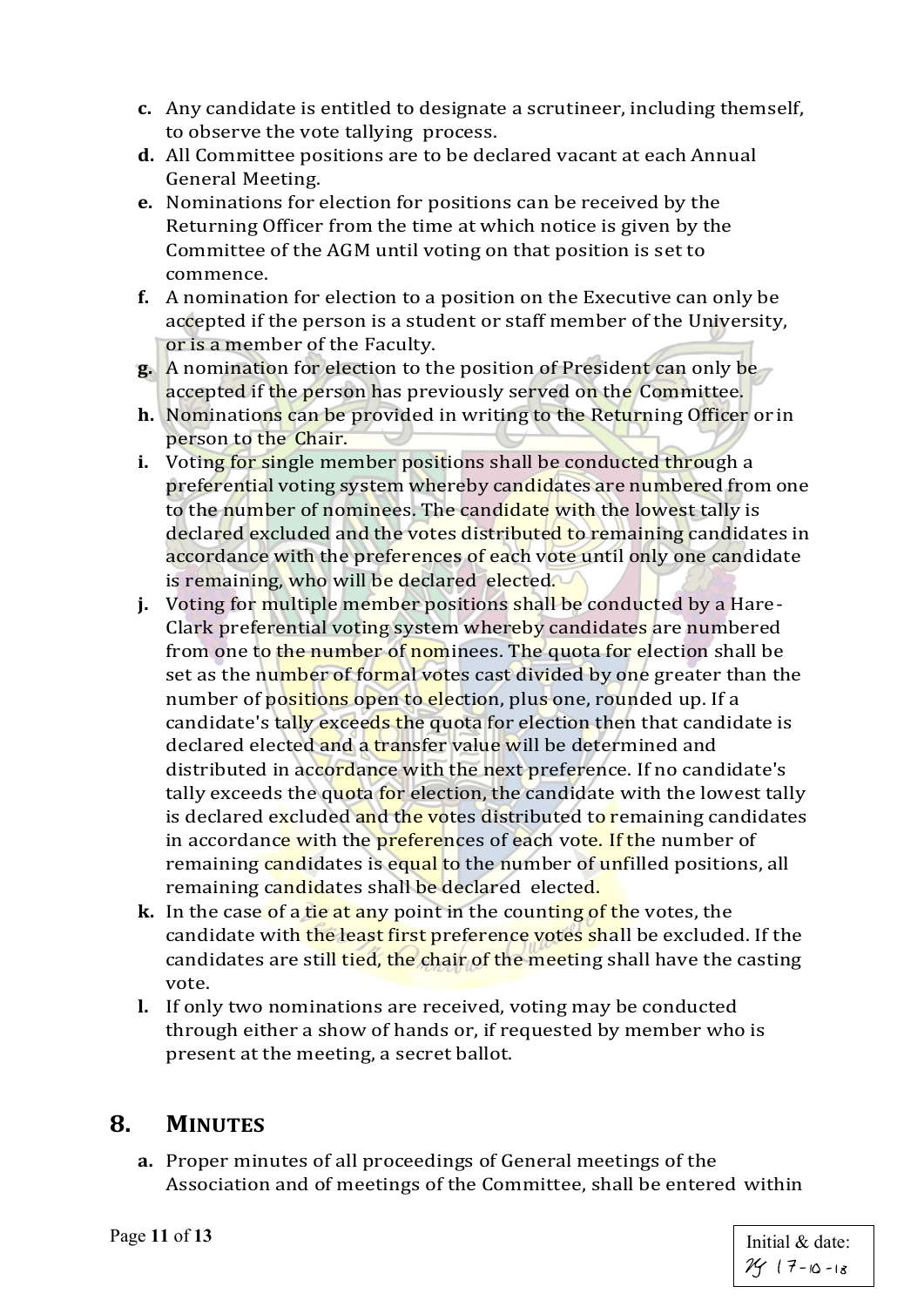c. Any candidate is entitled to designate a scrutineer, including themself, to observe the vote tallying process.
d. All Committee positions are to be declared vacant at each Annual General Meeting.
e. Nominations for election for positions can be received by the Returning Officer from the time at which notice is given by the Committee of the AGM until voting on that position is set to commence.
f. A nomination for election to a position on the Executive can only be accepted if the person is a student or staff member of the University, or is a member of the Faculty.
g. A nomination for election to the position of President can only be accepted if the person has previously served on the Committee.
h. Nominations can be provided in writing to the Returning Officer or in person to the Chair.
i. Voting for single member positions shall be conducted through a preferential voting system whereby candidates are numbered from one to the number of nominees. The candidate with the lowest tally is declared excluded and the votes distributed to remaining candidates in accordance with the preferences of each vote until only one candidate is remaining, who will be declared elected.
j. Voting for multiple member positions shall be conducted by a Hare-Clark preferential voting system whereby candidates are numbered from one to the number of nominees. The quota for election shall be set as the number of formal votes cast divided by one greater than the number of positions open to election, plus one, rounded up. If a candidate's tally exceeds the quota for election then that candidate is declared elected and a transfer value will be determined and distributed in accordance with the next preference. If no candidate's tally exceeds the quota for election, the candidate with the lowest tally is declared excluded and the votes distributed to remaining candidates in accordance with the preferences of each vote. If the number of remaining candidates is equal to the number of unfilled positions, all remaining candidates shall be declared elected.
k. In the case of a tie at any point in the counting of the votes, the candidate with the least first preference votes shall be excluded. If the candidates are still tied, the chair of the meeting shall have the casting vote.
l. If only two nominations are received, voting may be conducted through either a show of hands or, if requested by member who is present at the meeting, a secret ballot.

## 8. MINUTES

a. Proper minutes of all proceedings of General meetings of the Association and of meetings of the Committee, shall be entered within

Initial & date: 17-10-18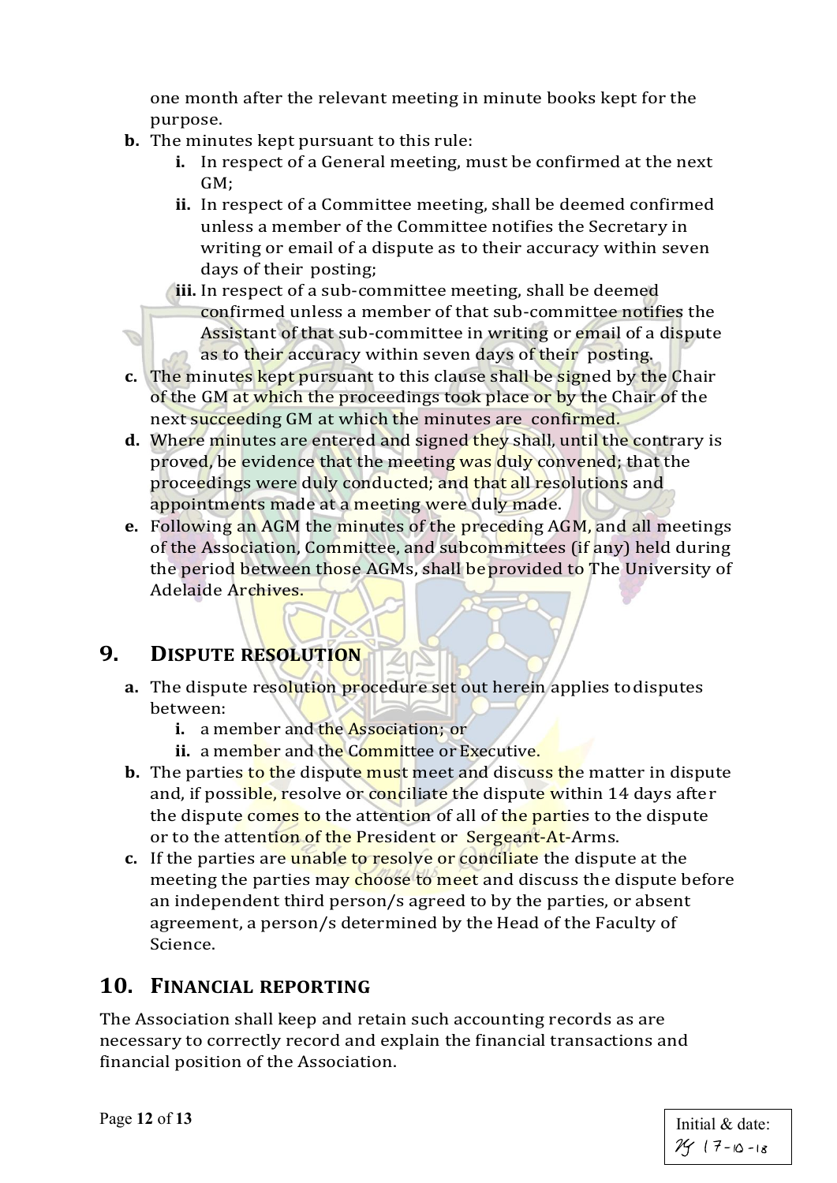one month after the relevant meeting in minute books kept for the purpose.

- **b.** The minutes kept pursuant to this rule:
    - **i.** In respect of a General meeting, must be confirmed at the next GM;
    - **ii.** In respect of a Committee meeting, shall be deemed confirmed unless a member of the Committee notifies the Secretary in writing or email of a dispute as to their accuracy within seven days of their posting;
    - **iii.** In respect of a sub-committee meeting, shall be deemed confirmed unless a member of that sub-committee notifies the Assistant of that sub-committee in writing or email of a dispute as to their accuracy within seven days of their posting.
- **c.** The minutes kept pursuant to this clause shall be signed by the Chair of the GM at which the proceedings took place or by the Chair of the next succeeding GM at which the minutes are confirmed.
- **d.** Where minutes are entered and signed they shall, until the contrary is proved, be evidence that the meeting was duly convened; that the proceedings were duly conducted; and that all resolutions and appointments made at a meeting were duly made.
- **e.** Following an AGM the minutes of the preceding AGM, and all meetings of the Association, Committee, and subcommittees (if any) held during the period between those AGMs, shall be provided to The University of Adelaide Archives.

## 9. DISPUTE RESOLUTION

- **a.** The dispute resolution procedure set out herein applies to disputes between:
    - **i.** a member and the Association; or
    - **ii.** a member and the Committee or Executive.
- **b.** The parties to the dispute must meet and discuss the matter in dispute and, if possible, resolve or conciliate the dispute within 14 days after the dispute comes to the attention of all of the parties to the dispute or to the attention of the President or Sergeant-At-Arms.
- **c.** If the parties are unable to resolve or conciliate the dispute at the meeting the parties may choose to meet and discuss the dispute before an independent third person/s agreed to by the parties, or absent agreement, a person/s determined by the Head of the Faculty of Science.

## 10. FINANCIAL REPORTING

The Association shall keep and retain such accounting records as are necessary to correctly record and explain the financial transactions and financial position of the Association.

Initial & date: 17-10-18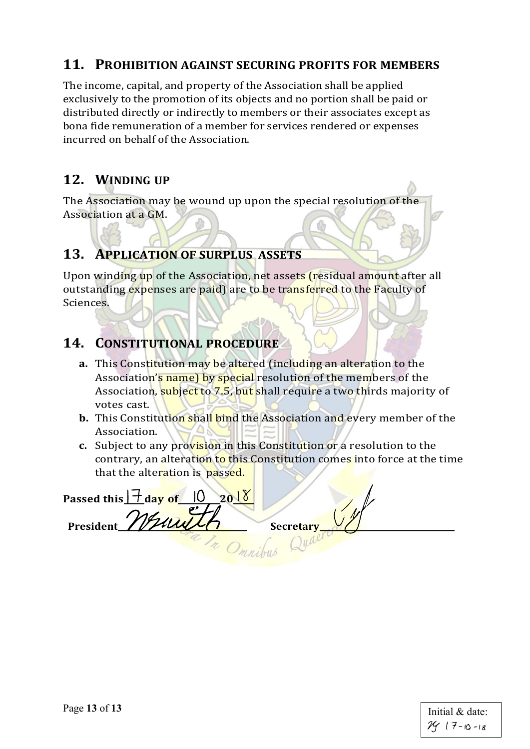## 11. PROHIBITION AGAINST SECURING PROFITS FOR MEMBERS

The income, capital, and property of the Association shall be applied exclusively to the promotion of its objects and no portion shall be paid or distributed directly or indirectly to members or their associates except as bona fide remuneration of a member for services rendered or expenses incurred on behalf of the Association.

## 12. WINDING UP

The Association may be wound up upon the special resolution of the Association at a GM.

## 13. APPLICATION OF SURPLUS ASSETS

Upon winding up of the Association, net assets (residual amount after all outstanding expenses are paid) are to be transferred to the Faculty of Sciences.

## 14. CONSTITUTIONAL PROCEDURE

**a.** This Constitution may be altered (including an alteration to the Association's name) by special resolution of the members of the Association, subject to 7.5, but shall require a two thirds majority of votes cast.

**b.** This Constitution shall bind the Association and every member of the Association.

**c.** Subject to any provision in this Constitution or a resolution to the contrary, an alteration to this Constitution comes into force at the time that the alteration is passed.

**Passed this** 17 **day of** 10 **20**18

**President** [signature] **Secretary** [signature]

Initial & date: 17-10-18